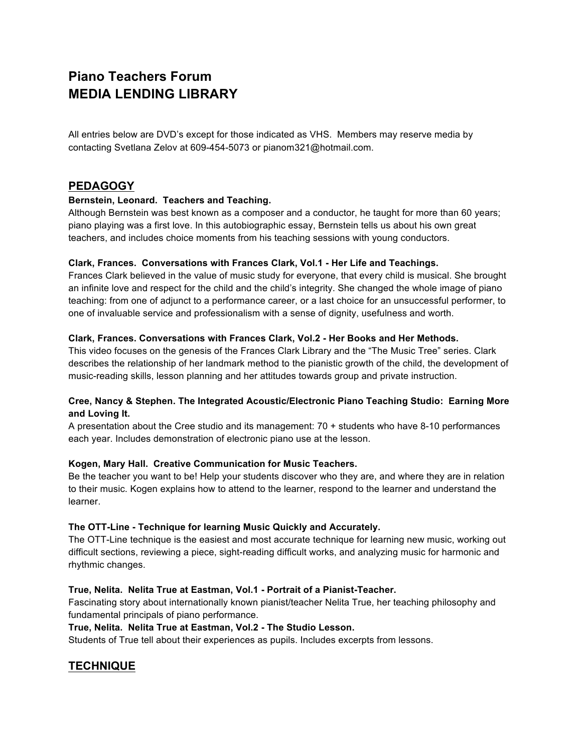# Piano Teachers Forum
# MEDIA LENDING LIBRARY

All entries below are DVD's except for those indicated as VHS. Members may reserve media by contacting Svetlana Zelov at 609-454-5073 or pianom321@hotmail.com.

## PEDAGOGY

**Bernstein, Leonard. Teachers and Teaching.**
Although Bernstein was best known as a composer and a conductor, he taught for more than 60 years; piano playing was a first love. In this autobiographic essay, Bernstein tells us about his own great teachers, and includes choice moments from his teaching sessions with young conductors.

**Clark, Frances. Conversations with Frances Clark, Vol.1 - Her Life and Teachings.**
Frances Clark believed in the value of music study for everyone, that every child is musical. She brought an infinite love and respect for the child and the child's integrity. She changed the whole image of piano teaching: from one of adjunct to a performance career, or a last choice for an unsuccessful performer, to one of invaluable service and professionalism with a sense of dignity, usefulness and worth.

**Clark, Frances. Conversations with Frances Clark, Vol.2 - Her Books and Her Methods.**
This video focuses on the genesis of the Frances Clark Library and the "The Music Tree" series. Clark describes the relationship of her landmark method to the pianistic growth of the child, the development of music-reading skills, lesson planning and her attitudes towards group and private instruction.

**Cree, Nancy & Stephen. The Integrated Acoustic/Electronic Piano Teaching Studio: Earning More and Loving It.**
A presentation about the Cree studio and its management: 70 + students who have 8-10 performances each year. Includes demonstration of electronic piano use at the lesson.

**Kogen, Mary Hall. Creative Communication for Music Teachers.**
Be the teacher you want to be! Help your students discover who they are, and where they are in relation to their music. Kogen explains how to attend to the learner, respond to the learner and understand the learner.

**The OTT-Line - Technique for learning Music Quickly and Accurately.**
The OTT-Line technique is the easiest and most accurate technique for learning new music, working out difficult sections, reviewing a piece, sight-reading difficult works, and analyzing music for harmonic and rhythmic changes.

**True, Nelita. Nelita True at Eastman, Vol.1 - Portrait of a Pianist-Teacher.**
Fascinating story about internationally known pianist/teacher Nelita True, her teaching philosophy and fundamental principals of piano performance.

**True, Nelita. Nelita True at Eastman, Vol.2 - The Studio Lesson.**
Students of True tell about their experiences as pupils. Includes excerpts from lessons.

## TECHNIQUE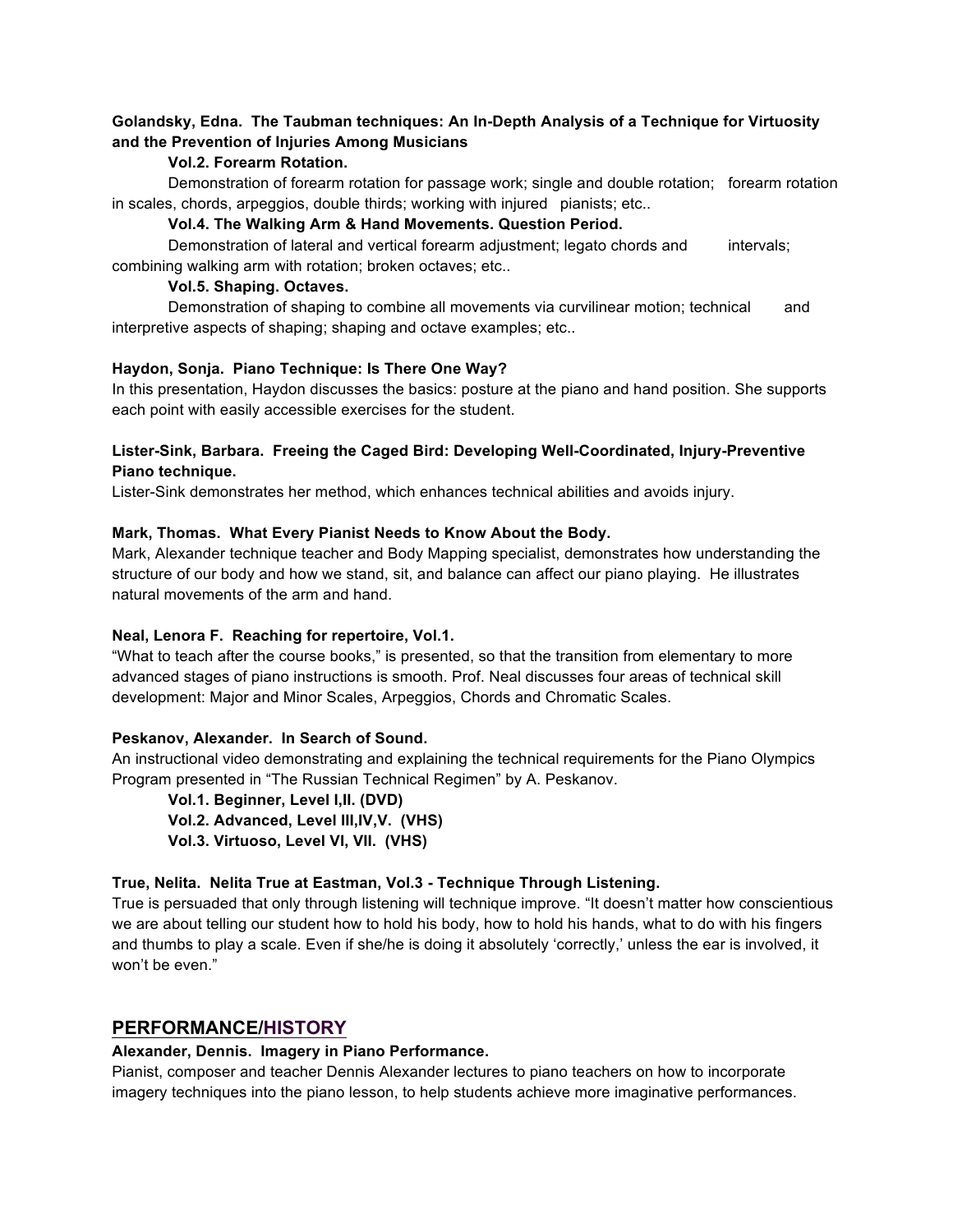**Golandsky, Edna. The Taubman techniques: An In-Depth Analysis of a Technique for Virtuosity and the Prevention of Injuries Among Musicians**

**Vol.2. Forearm Rotation.**

Demonstration of forearm rotation for passage work; single and double rotation; forearm rotation in scales, chords, arpeggios, double thirds; working with injured pianists; etc..

**Vol.4. The Walking Arm & Hand Movements. Question Period.**

Demonstration of lateral and vertical forearm adjustment; legato chords and intervals; combining walking arm with rotation; broken octaves; etc..

**Vol.5. Shaping. Octaves.**

Demonstration of shaping to combine all movements via curvilinear motion; technical and interpretive aspects of shaping; shaping and octave examples; etc..

**Haydon, Sonja. Piano Technique: Is There One Way?**

In this presentation, Haydon discusses the basics: posture at the piano and hand position. She supports each point with easily accessible exercises for the student.

**Lister-Sink, Barbara. Freeing the Caged Bird: Developing Well-Coordinated, Injury-Preventive Piano technique.**

Lister-Sink demonstrates her method, which enhances technical abilities and avoids injury.

**Mark, Thomas. What Every Pianist Needs to Know About the Body.**

Mark, Alexander technique teacher and Body Mapping specialist, demonstrates how understanding the structure of our body and how we stand, sit, and balance can affect our piano playing. He illustrates natural movements of the arm and hand.

**Neal, Lenora F. Reaching for repertoire, Vol.1.**

"What to teach after the course books," is presented, so that the transition from elementary to more advanced stages of piano instructions is smooth. Prof. Neal discusses four areas of technical skill development: Major and Minor Scales, Arpeggios, Chords and Chromatic Scales.

**Peskanov, Alexander. In Search of Sound.**

An instructional video demonstrating and explaining the technical requirements for the Piano Olympics Program presented in "The Russian Technical Regimen" by A. Peskanov.

**Vol.1. Beginner, Level I,II. (DVD)**
**Vol.2. Advanced, Level III,IV,V. (VHS)**
**Vol.3. Virtuoso, Level VI, VII. (VHS)**

**True, Nelita. Nelita True at Eastman, Vol.3 - Technique Through Listening.**

True is persuaded that only through listening will technique improve. "It doesn't matter how conscientious we are about telling our student how to hold his body, how to hold his hands, what to do with his fingers and thumbs to play a scale. Even if she/he is doing it absolutely 'correctly,' unless the ear is involved, it won't be even."

## PERFORMANCE/HISTORY

**Alexander, Dennis. Imagery in Piano Performance.**

Pianist, composer and teacher Dennis Alexander lectures to piano teachers on how to incorporate imagery techniques into the piano lesson, to help students achieve more imaginative performances.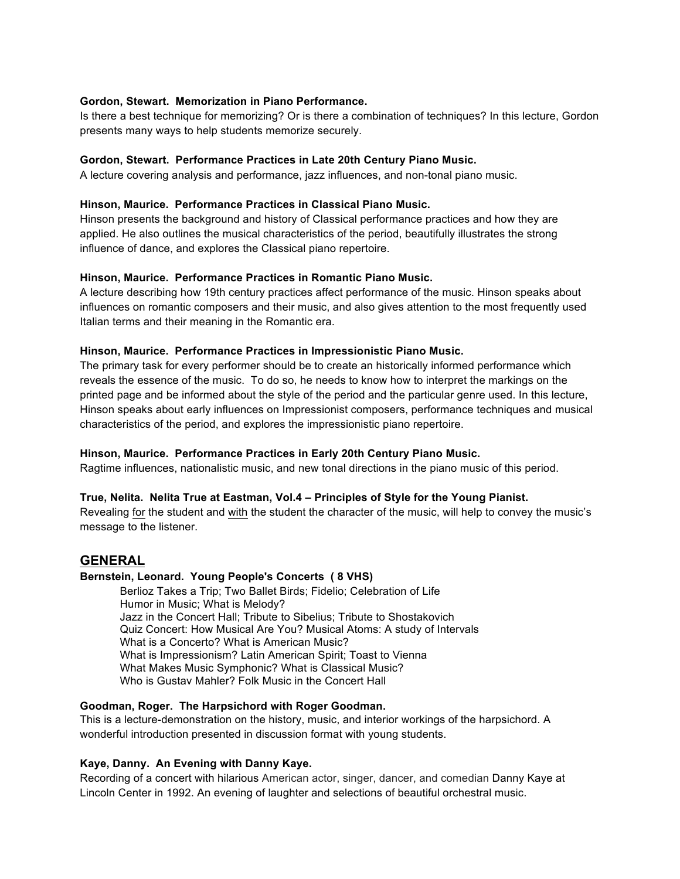**Gordon, Stewart. Memorization in Piano Performance.**
Is there a best technique for memorizing? Or is there a combination of techniques? In this lecture, Gordon presents many ways to help students memorize securely.

**Gordon, Stewart. Performance Practices in Late 20th Century Piano Music.**
A lecture covering analysis and performance, jazz influences, and non-tonal piano music.

**Hinson, Maurice. Performance Practices in Classical Piano Music.**
Hinson presents the background and history of Classical performance practices and how they are applied. He also outlines the musical characteristics of the period, beautifully illustrates the strong influence of dance, and explores the Classical piano repertoire.

**Hinson, Maurice. Performance Practices in Romantic Piano Music.**
A lecture describing how 19th century practices affect performance of the music. Hinson speaks about influences on romantic composers and their music, and also gives attention to the most frequently used Italian terms and their meaning in the Romantic era.

**Hinson, Maurice. Performance Practices in Impressionistic Piano Music.**
The primary task for every performer should be to create an historically informed performance which reveals the essence of the music. To do so, he needs to know how to interpret the markings on the printed page and be informed about the style of the period and the particular genre used. In this lecture, Hinson speaks about early influences on Impressionist composers, performance techniques and musical characteristics of the period, and explores the impressionistic piano repertoire.

**Hinson, Maurice. Performance Practices in Early 20th Century Piano Music.**
Ragtime influences, nationalistic music, and new tonal directions in the piano music of this period.

**True, Nelita. Nelita True at Eastman, Vol.4 – Principles of Style for the Young Pianist.**
Revealing <u>for</u> the student and <u>with</u> the student the character of the music, will help to convey the music's message to the listener.

## GENERAL

**Bernstein, Leonard. Young People's Concerts ( 8 VHS)**

Berlioz Takes a Trip; Two Ballet Birds; Fidelio; Celebration of Life
Humor in Music; What is Melody?
Jazz in the Concert Hall; Tribute to Sibelius; Tribute to Shostakovich
Quiz Concert: How Musical Are You? Musical Atoms: A study of Intervals
What is a Concerto? What is American Music?
What is Impressionism? Latin American Spirit; Toast to Vienna
What Makes Music Symphonic? What is Classical Music?
Who is Gustav Mahler? Folk Music in the Concert Hall

**Goodman, Roger. The Harpsichord with Roger Goodman.**
This is a lecture-demonstration on the history, music, and interior workings of the harpsichord. A wonderful introduction presented in discussion format with young students.

**Kaye, Danny. An Evening with Danny Kaye.**
Recording of a concert with hilarious American actor, singer, dancer, and comedian Danny Kaye at Lincoln Center in 1992. An evening of laughter and selections of beautiful orchestral music.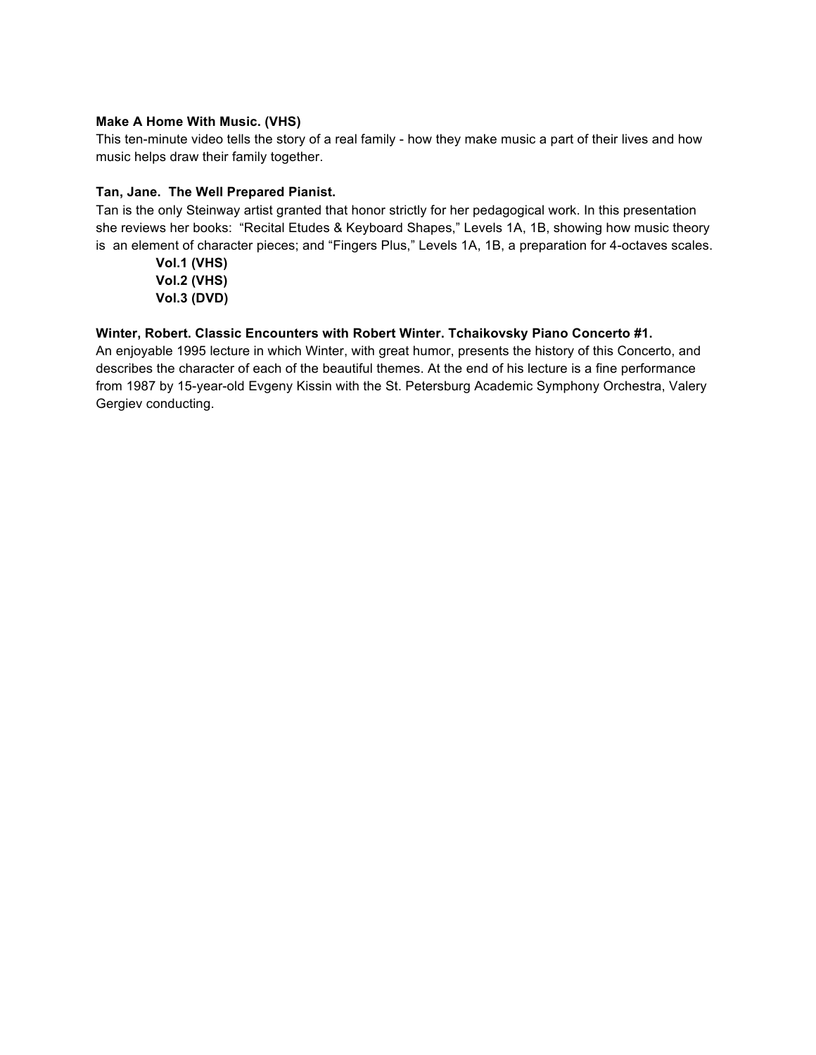**Make A Home With Music. (VHS)**
This ten-minute video tells the story of a real family - how they make music a part of their lives and how music helps draw their family together.

**Tan, Jane.  The Well Prepared Pianist.**
Tan is the only Steinway artist granted that honor strictly for her pedagogical work. In this presentation she reviews her books:  "Recital Etudes & Keyboard Shapes," Levels 1A, 1B, showing how music theory is  an element of character pieces; and "Fingers Plus," Levels 1A, 1B, a preparation for 4-octaves scales.

**Vol.1 (VHS)**
**Vol.2 (VHS)**
**Vol.3 (DVD)**

**Winter, Robert. Classic Encounters with Robert Winter. Tchaikovsky Piano Concerto #1.**
An enjoyable 1995 lecture in which Winter, with great humor, presents the history of this Concerto, and describes the character of each of the beautiful themes. At the end of his lecture is a fine performance from 1987 by 15-year-old Evgeny Kissin with the St. Petersburg Academic Symphony Orchestra, Valery Gergiev conducting.